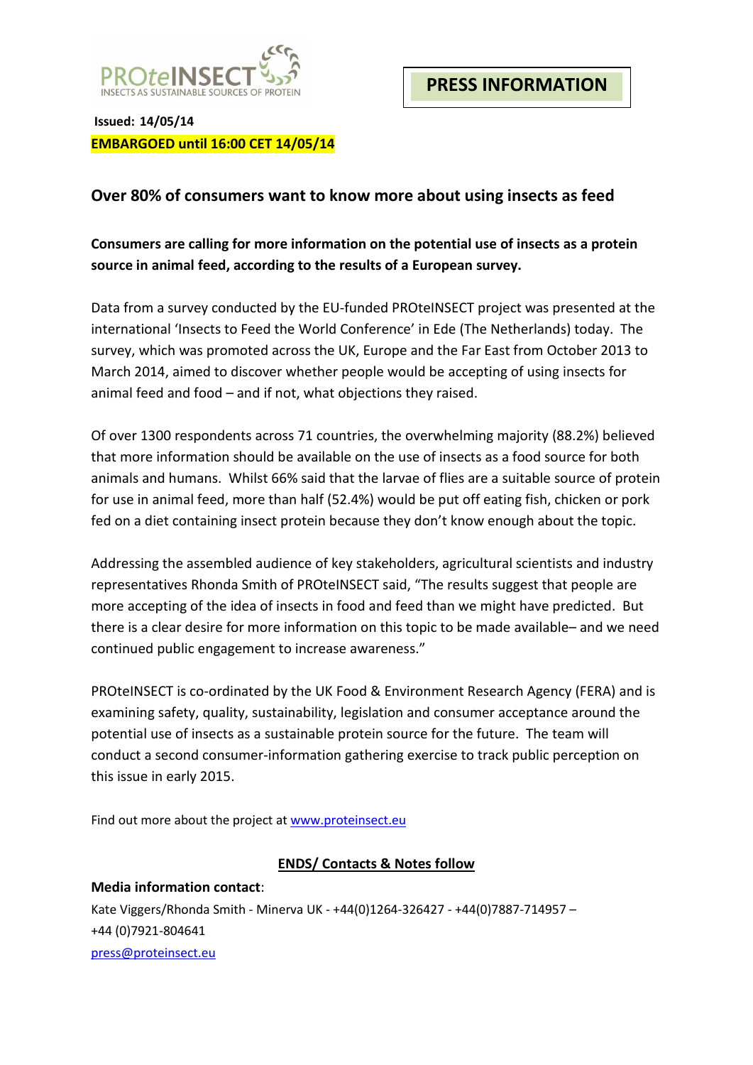PROteINSECT
INSECTS AS SUSTAINABLE SOURCES OF PROTEIN

**PRESS INFORMATION**

**Issued: 14/05/14**

**EMBARGOED until 16:00 CET 14/05/14**

## Over 80% of consumers want to know more about using insects as feed

**Consumers are calling for more information on the potential use of insects as a protein source in animal feed, according to the results of a European survey.**

Data from a survey conducted by the EU-funded PROteINSECT project was presented at the international 'Insects to Feed the World Conference' in Ede (The Netherlands) today. The survey, which was promoted across the UK, Europe and the Far East from October 2013 to March 2014, aimed to discover whether people would be accepting of using insects for animal feed and food – and if not, what objections they raised.

Of over 1300 respondents across 71 countries, the overwhelming majority (88.2%) believed that more information should be available on the use of insects as a food source for both animals and humans. Whilst 66% said that the larvae of flies are a suitable source of protein for use in animal feed, more than half (52.4%) would be put off eating fish, chicken or pork fed on a diet containing insect protein because they don't know enough about the topic.

Addressing the assembled audience of key stakeholders, agricultural scientists and industry representatives Rhonda Smith of PROteINSECT said, "The results suggest that people are more accepting of the idea of insects in food and feed than we might have predicted. But there is a clear desire for more information on this topic to be made available– and we need continued public engagement to increase awareness."

PROteINSECT is co-ordinated by the UK Food & Environment Research Agency (FERA) and is examining safety, quality, sustainability, legislation and consumer acceptance around the potential use of insects as a sustainable protein source for the future. The team will conduct a second consumer-information gathering exercise to track public perception on this issue in early 2015.

Find out more about the project at [www.proteinsect.eu](http://www.proteinsect.eu)

**ENDS/ Contacts & Notes follow**

**Media information contact**:
Kate Viggers/Rhonda Smith - Minerva UK - +44(0)1264-326427 - +44(0)7887-714957 – +44 (0)7921-804641
[press@proteinsect.eu](mailto:press@proteinsect.eu)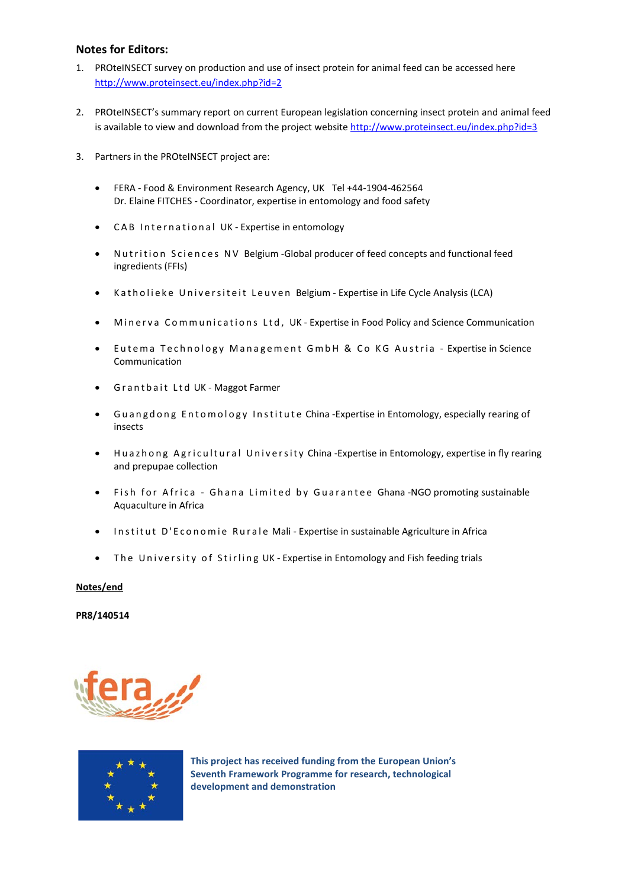## Notes for Editors:

1. PROteINSECT survey on production and use of insect protein for animal feed can be accessed here http://www.proteinsect.eu/index.php?id=2

2. PROteINSECT's summary report on current European legislation concerning insect protein and animal feed is available to view and download from the project website http://www.proteinsect.eu/index.php?id=3

3. Partners in the PROteINSECT project are:

   - FERA - Food & Environment Research Agency, UK Tel +44-1904-462564
     Dr. Elaine FITCHES - Coordinator, expertise in entomology and food safety
   - CAB International UK - Expertise in entomology
   - Nutrition Sciences NV Belgium -Global producer of feed concepts and functional feed ingredients (FFIs)
   - Katholieke Universiteit Leuven Belgium - Expertise in Life Cycle Analysis (LCA)
   - Minerva Communications Ltd, UK - Expertise in Food Policy and Science Communication
   - Eutema Technology Management GmbH & Co KG Austria - Expertise in Science Communication
   - Grantbait Ltd UK - Maggot Farmer
   - Guangdong Entomology Institute China -Expertise in Entomology, especially rearing of insects
   - Huazhong Agricultural University China -Expertise in Entomology, expertise in fly rearing and prepupae collection
   - Fish for Africa - Ghana Limited by Guarantee Ghana -NGO promoting sustainable Aquaculture in Africa
   - Institut D'Economie Rurale Mali - Expertise in sustainable Agriculture in Africa
   - The University of Stirling UK - Expertise in Entomology and Fish feeding trials

**Notes/end**

**PR8/140514**

**This project has received funding from the European Union's Seventh Framework Programme for research, technological development and demonstration**